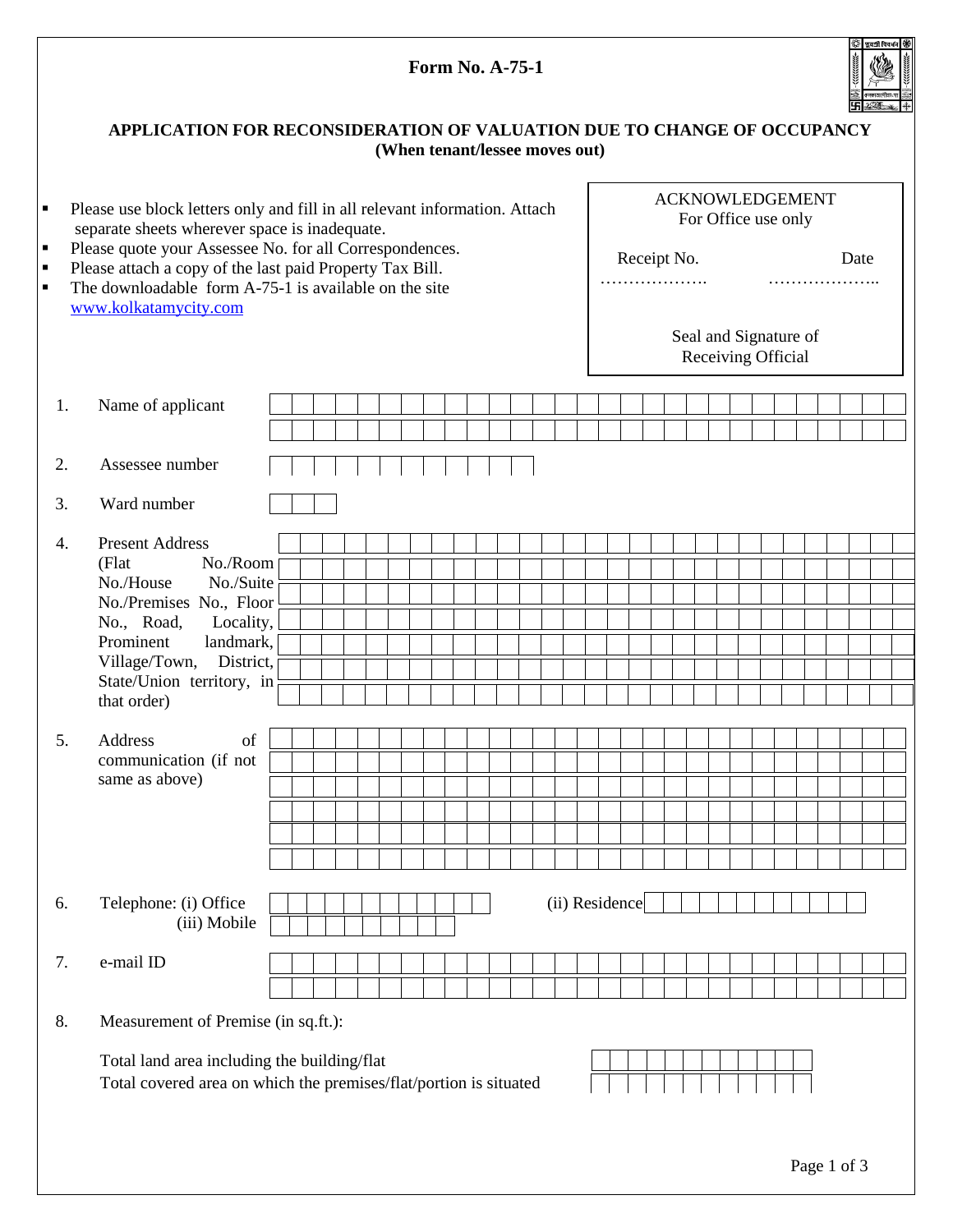**Form No. A-75-1**

## APPLICATION FOR RECONSIDERATION OF VALUATION DUE TO CHANGE OF OCCUPANCY
**(When tenant/lessee moves out)**

- Please use block letters only and fill in all relevant information. Attach separate sheets wherever space is inadequate.
- Please quote your Assessee No. for all Correspondences.
- Please attach a copy of the last paid Property Tax Bill.
- The downloadable form A-75-1 is available on the site www.kolkatamycity.com

| ACKNOWLEDGEMENT For Office use only | |
|---|---|
| Receipt No. ………………. | Date ……………….. |
| Seal and Signature of Receiving Official | |

1. Name of applicant

2. Assessee number

3. Ward number

4. Present Address (Flat No./Room No./House No./Suite No./Premises No., Floor No., Road, Locality, Prominent landmark, Village/Town, District, State/Union territory, in that order)

5. Address of communication (if not same as above)

6. Telephone: (i) Office (ii) Residence (iii) Mobile

7. e-mail ID

8. Measurement of Premise (in sq.ft.):

   Total land area including the building/flat

   Total covered area on which the premises/flat/portion is situated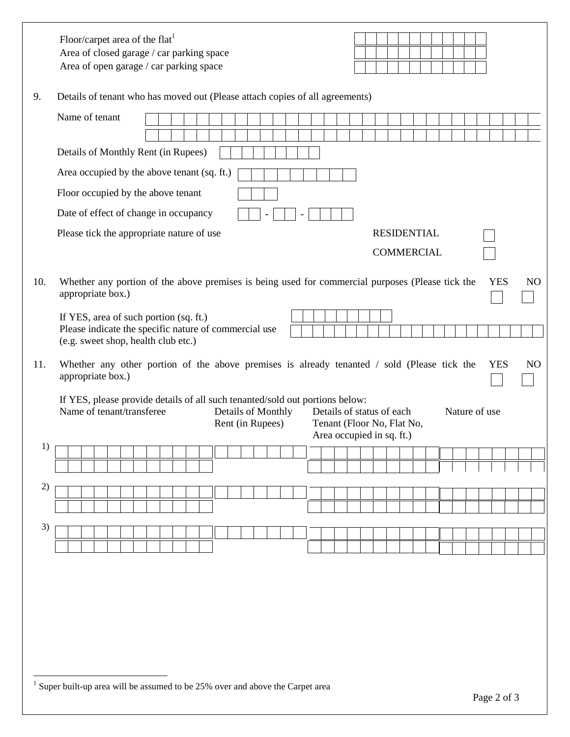Floor/carpet area of the flat[1]

Area of closed garage / car parking space

Area of open garage / car parking space

9. Details of tenant who has moved out (Please attach copies of all agreements)

Name of tenant

Details of Monthly Rent (in Rupees)

Area occupied by the above tenant (sq. ft.)

Floor occupied by the above tenant

Date of effect of change in occupancy  -  -

Please tick the appropriate nature of use

RESIDENTIAL ☐

COMMERCIAL ☐

10. Whether any portion of the above premises is being used for commercial purposes (Please tick the appropriate box.) YES ☐ NO ☐

If YES, area of such portion (sq. ft.)

Please indicate the specific nature of commercial use (e.g. sweet shop, health club etc.)

11. Whether any other portion of the above premises is already tenanted / sold (Please tick the appropriate box.) YES ☐ NO ☐

If YES, please provide details of all such tenanted/sold out portions below:

| | Name of tenant/transferee | Details of Monthly Rent (in Rupees) | Details of status of each Tenant (Floor No, Flat No, Area occupied in sq. ft.) | Nature of use |
|---|---|---|---|---|
| 1) | | | | |
| 2) | | | | |
| 3) | | | | |

[1] Super built-up area will be assumed to be 25% over and above the Carpet area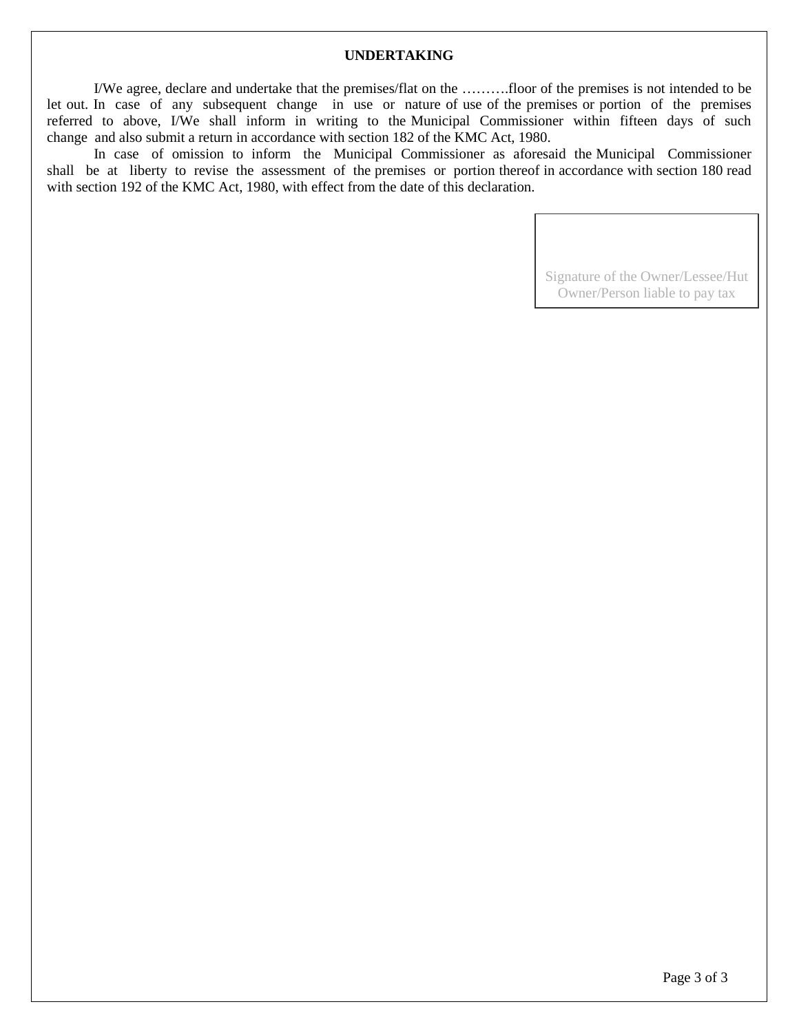**UNDERTAKING**

I/We agree, declare and undertake that the premises/flat on the ……….floor of the premises is not intended to be let out. In case of any subsequent change in use or nature of use of the premises or portion of the premises referred to above, I/We shall inform in writing to the Municipal Commissioner within fifteen days of such change and also submit a return in accordance with section 182 of the KMC Act, 1980.

In case of omission to inform the Municipal Commissioner as aforesaid the Municipal Commissioner shall be at liberty to revise the assessment of the premises or portion thereof in accordance with section 180 read with section 192 of the KMC Act, 1980, with effect from the date of this declaration.

Signature of the Owner/Lessee/Hut Owner/Person liable to pay tax